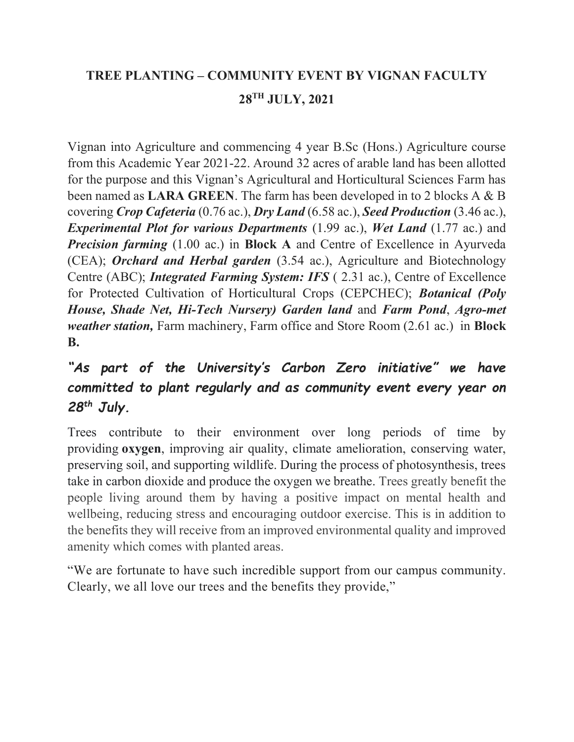# TREE PLANTING – COMMUNITY EVENT BY VIGNAN FACULTY

## 28TH JULY, 2021

Vignan into Agriculture and commencing 4 year B.Sc (Hons.) Agriculture course from this Academic Year 2021-22. Around 32 acres of arable land has been allotted for the purpose and this Vignan's Agricultural and Horticultural Sciences Farm has been named as **LARA GREEN**. The farm has been developed in to 2 blocks A & B covering ***Crop Cafeteria*** (0.76 ac.), ***Dry Land*** (6.58 ac.), ***Seed Production*** (3.46 ac.), ***Experimental Plot for various Departments*** (1.99 ac.), ***Wet Land*** (1.77 ac.) and ***Precision farming*** (1.00 ac.) in **Block A** and Centre of Excellence in Ayurveda (CEA); ***Orchard and Herbal garden*** (3.54 ac.), Agriculture and Biotechnology Centre (ABC); ***Integrated Farming System: IFS*** ( 2.31 ac.), Centre of Excellence for Protected Cultivation of Horticultural Crops (CEPCHEC); ***Botanical (Poly House, Shade Net, Hi-Tech Nursery) Garden land*** and ***Farm Pond***, ***Agro-met weather station,*** Farm machinery, Farm office and Store Room (2.61 ac.) in **Block B.**

***"As part of the University's Carbon Zero initiative" we have committed to plant regularly and as community event every year on 28th July.***

Trees contribute to their environment over long periods of time by providing **oxygen**, improving air quality, climate amelioration, conserving water, preserving soil, and supporting wildlife. During the process of photosynthesis, trees take in carbon dioxide and produce the oxygen we breathe. Trees greatly benefit the people living around them by having a positive impact on mental health and wellbeing, reducing stress and encouraging outdoor exercise. This is in addition to the benefits they will receive from an improved environmental quality and improved amenity which comes with planted areas.

"We are fortunate to have such incredible support from our campus community. Clearly, we all love our trees and the benefits they provide,"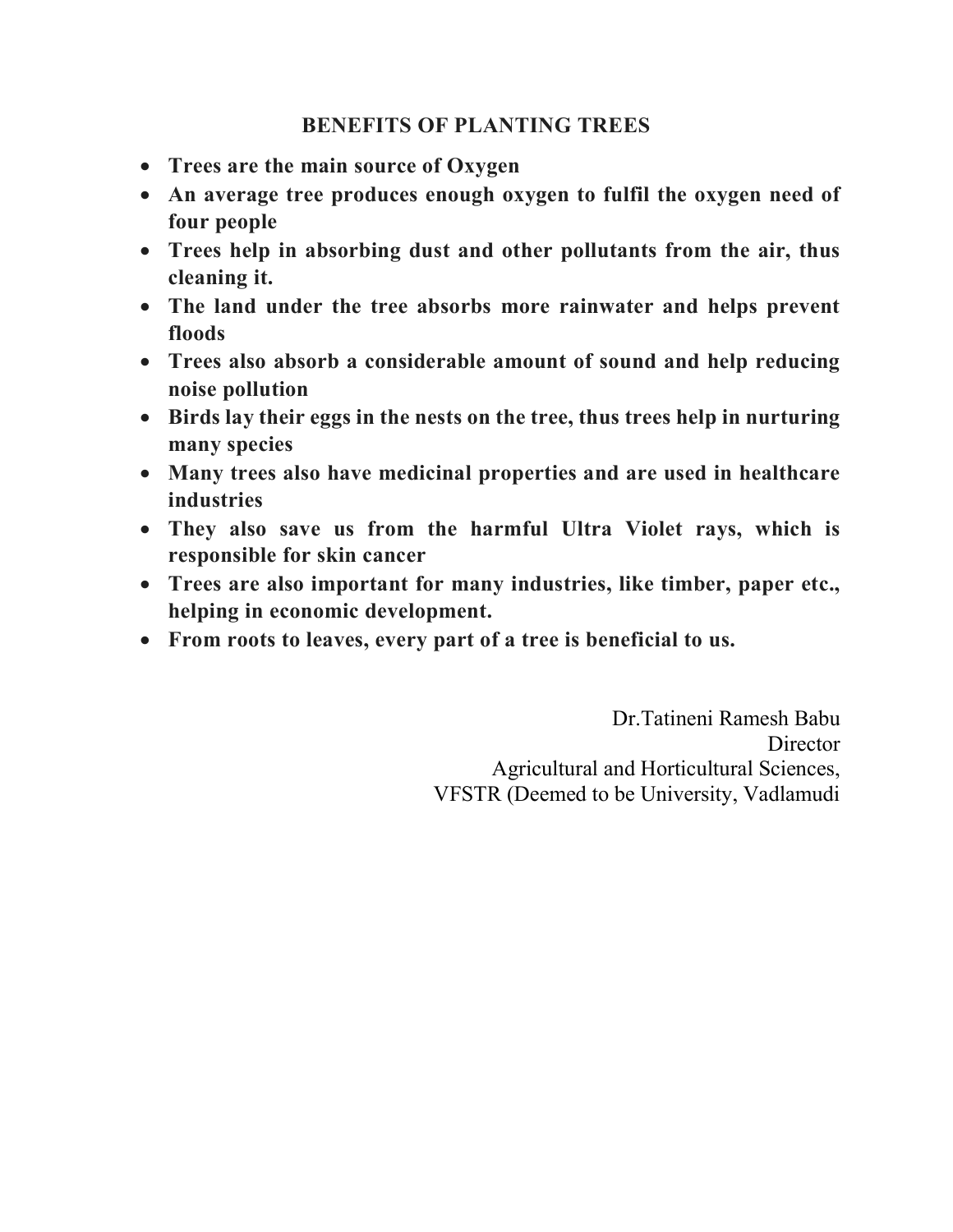## BENEFITS OF PLANTING TREES

- **Trees are the main source of Oxygen**
- **An average tree produces enough oxygen to fulfil the oxygen need of four people**
- **Trees help in absorbing dust and other pollutants from the air, thus cleaning it.**
- **The land under the tree absorbs more rainwater and helps prevent floods**
- **Trees also absorb a considerable amount of sound and help reducing noise pollution**
- **Birds lay their eggs in the nests on the tree, thus trees help in nurturing many species**
- **Many trees also have medicinal properties and are used in healthcare industries**
- **They also save us from the harmful Ultra Violet rays, which is responsible for skin cancer**
- **Trees are also important for many industries, like timber, paper etc., helping in economic development.**
- **From roots to leaves, every part of a tree is beneficial to us.**

Dr.Tatineni Ramesh Babu
Director
Agricultural and Horticultural Sciences,
VFSTR (Deemed to be University, Vadlamudi